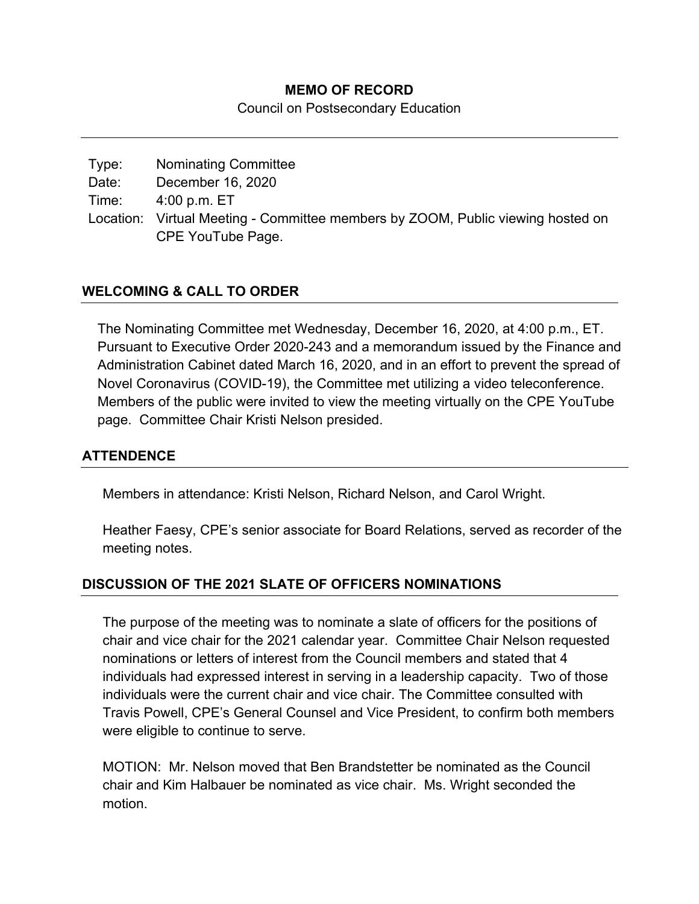**MEMO OF RECORD**

Council on Postsecondary Education

| | |
|---|---|
| Type: | Nominating Committee |
| Date: | December 16, 2020 |
| Time: | 4:00 p.m. ET |
| Location: | Virtual Meeting - Committee members by ZOOM, Public viewing hosted on CPE YouTube Page. |

## WELCOMING & CALL TO ORDER

The Nominating Committee met Wednesday, December 16, 2020, at 4:00 p.m., ET. Pursuant to Executive Order 2020-243 and a memorandum issued by the Finance and Administration Cabinet dated March 16, 2020, and in an effort to prevent the spread of Novel Coronavirus (COVID-19), the Committee met utilizing a video teleconference. Members of the public were invited to view the meeting virtually on the CPE YouTube page. Committee Chair Kristi Nelson presided.

## ATTENDENCE

Members in attendance: Kristi Nelson, Richard Nelson, and Carol Wright.

Heather Faesy, CPE's senior associate for Board Relations, served as recorder of the meeting notes.

## DISCUSSION OF THE 2021 SLATE OF OFFICERS NOMINATIONS

The purpose of the meeting was to nominate a slate of officers for the positions of chair and vice chair for the 2021 calendar year. Committee Chair Nelson requested nominations or letters of interest from the Council members and stated that 4 individuals had expressed interest in serving in a leadership capacity. Two of those individuals were the current chair and vice chair. The Committee consulted with Travis Powell, CPE's General Counsel and Vice President, to confirm both members were eligible to continue to serve.

MOTION: Mr. Nelson moved that Ben Brandstetter be nominated as the Council chair and Kim Halbauer be nominated as vice chair. Ms. Wright seconded the motion.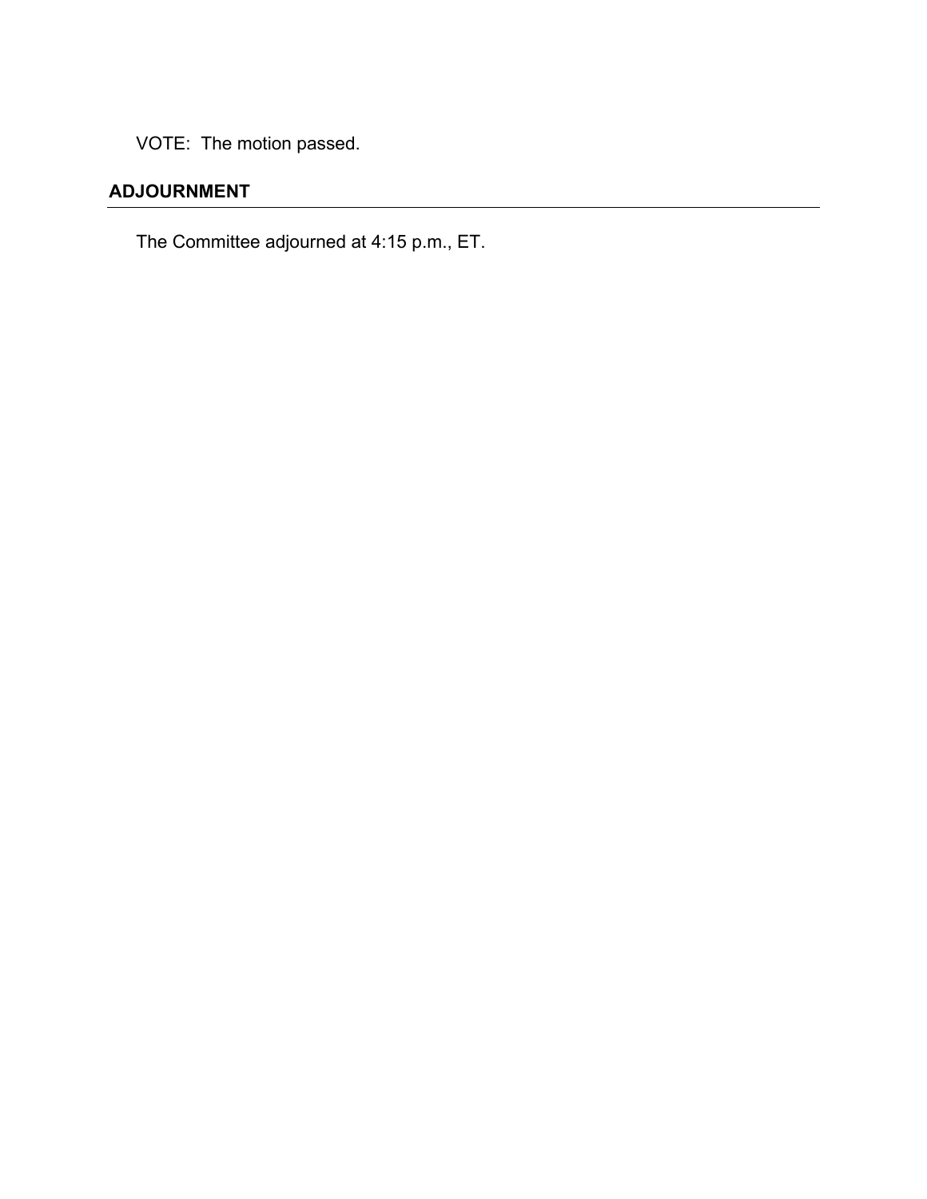VOTE: The motion passed.

## ADJOURNMENT

The Committee adjourned at 4:15 p.m., ET.